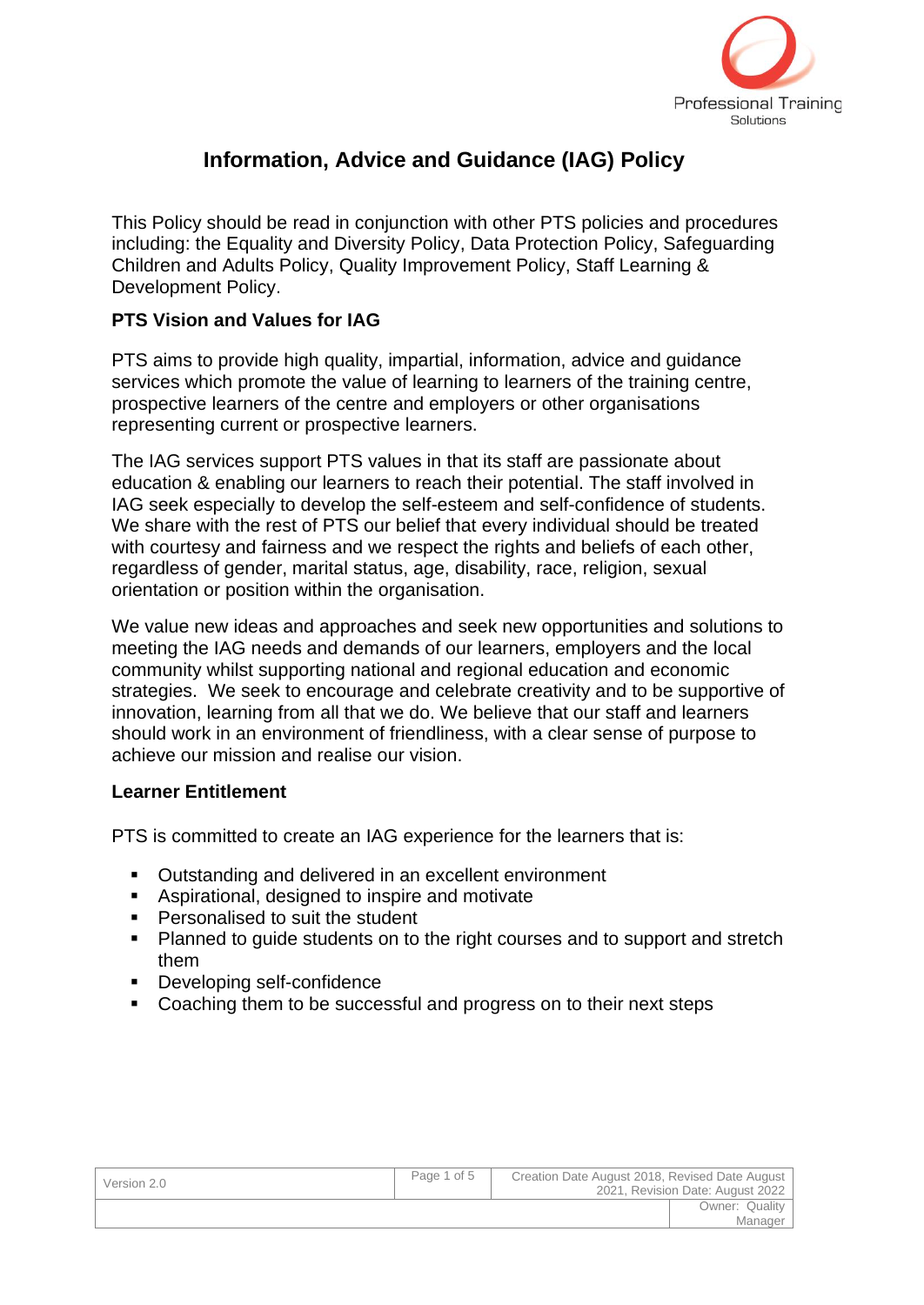# Information, Advice and Guidance (IAG) Policy

This Policy should be read in conjunction with other PTS policies and procedures including: the Equality and Diversity Policy, Data Protection Policy, Safeguarding Children and Adults Policy, Quality Improvement Policy, Staff Learning & Development Policy.

## PTS Vision and Values for IAG

PTS aims to provide high quality, impartial, information, advice and guidance services which promote the value of learning to learners of the training centre, prospective learners of the centre and employers or other organisations representing current or prospective learners.

The IAG services support PTS values in that its staff are passionate about education & enabling our learners to reach their potential. The staff involved in IAG seek especially to develop the self-esteem and self-confidence of students. We share with the rest of PTS our belief that every individual should be treated with courtesy and fairness and we respect the rights and beliefs of each other, regardless of gender, marital status, age, disability, race, religion, sexual orientation or position within the organisation.

We value new ideas and approaches and seek new opportunities and solutions to meeting the IAG needs and demands of our learners, employers and the local community whilst supporting national and regional education and economic strategies. We seek to encourage and celebrate creativity and to be supportive of innovation, learning from all that we do. We believe that our staff and learners should work in an environment of friendliness, with a clear sense of purpose to achieve our mission and realise our vision.

## Learner Entitlement

PTS is committed to create an IAG experience for the learners that is:

- Outstanding and delivered in an excellent environment
- Aspirational, designed to inspire and motivate
- Personalised to suit the student
- Planned to guide students on to the right courses and to support and stretch them
- Developing self-confidence
- Coaching them to be successful and progress on to their next steps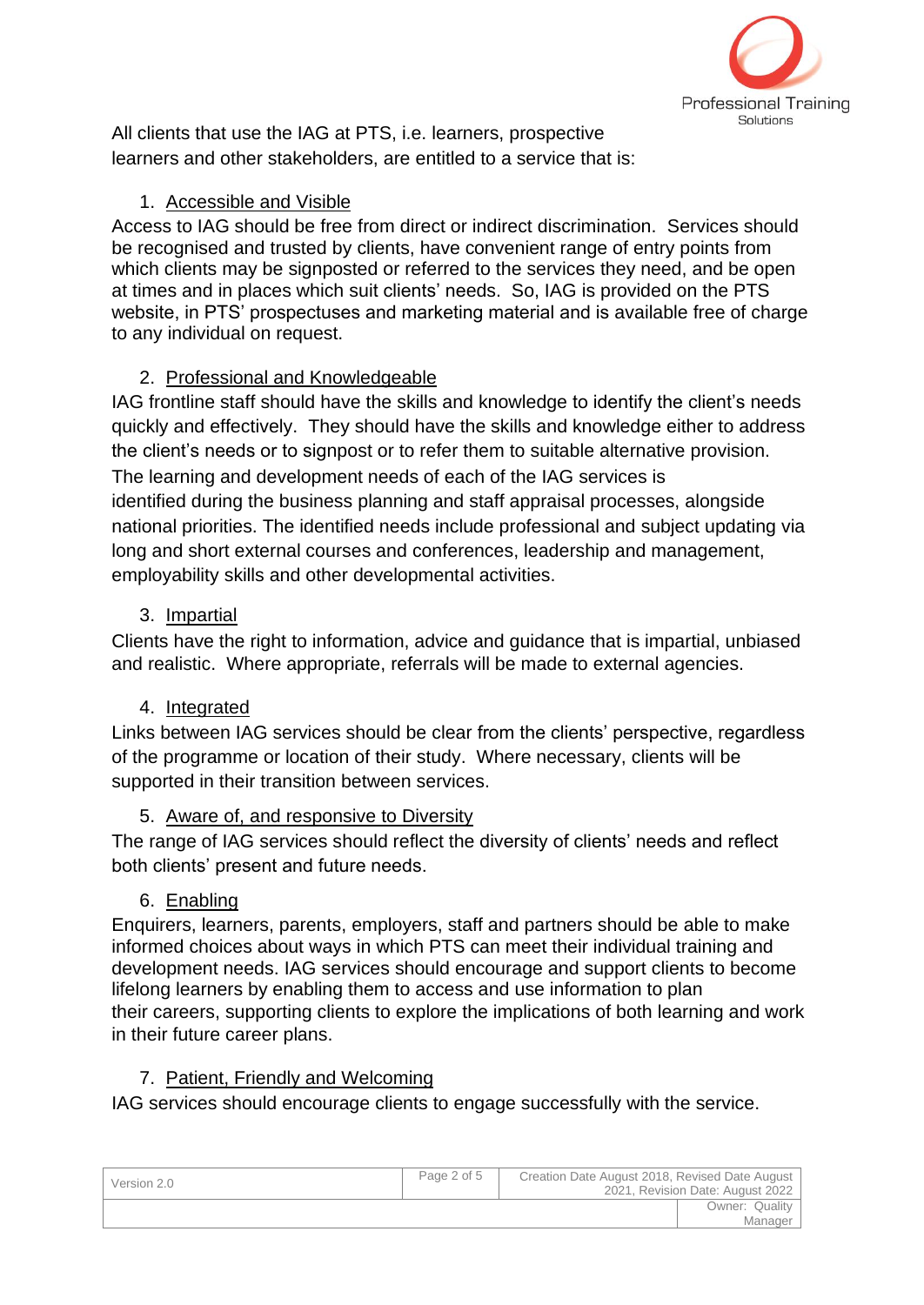All clients that use the IAG at PTS, i.e. learners, prospective learners and other stakeholders, are entitled to a service that is:

1. <u>Accessible and Visible</u>

Access to IAG should be free from direct or indirect discrimination. Services should be recognised and trusted by clients, have convenient range of entry points from which clients may be signposted or referred to the services they need, and be open at times and in places which suit clients' needs. So, IAG is provided on the PTS website, in PTS' prospectuses and marketing material and is available free of charge to any individual on request.

2. <u>Professional and Knowledgeable</u>

IAG frontline staff should have the skills and knowledge to identify the client's needs quickly and effectively. They should have the skills and knowledge either to address the client's needs or to signpost or to refer them to suitable alternative provision. The learning and development needs of each of the IAG services is identified during the business planning and staff appraisal processes, alongside national priorities. The identified needs include professional and subject updating via long and short external courses and conferences, leadership and management, employability skills and other developmental activities.

3. <u>Impartial</u>

Clients have the right to information, advice and guidance that is impartial, unbiased and realistic. Where appropriate, referrals will be made to external agencies.

4. <u>Integrated</u>

Links between IAG services should be clear from the clients' perspective, regardless of the programme or location of their study. Where necessary, clients will be supported in their transition between services.

5. <u>Aware of, and responsive to Diversity</u>

The range of IAG services should reflect the diversity of clients' needs and reflect both clients' present and future needs.

6. <u>Enabling</u>

Enquirers, learners, parents, employers, staff and partners should be able to make informed choices about ways in which PTS can meet their individual training and development needs. IAG services should encourage and support clients to become lifelong learners by enabling them to access and use information to plan their careers, supporting clients to explore the implications of both learning and work in their future career plans.

7. <u>Patient, Friendly and Welcoming</u>

IAG services should encourage clients to engage successfully with the service.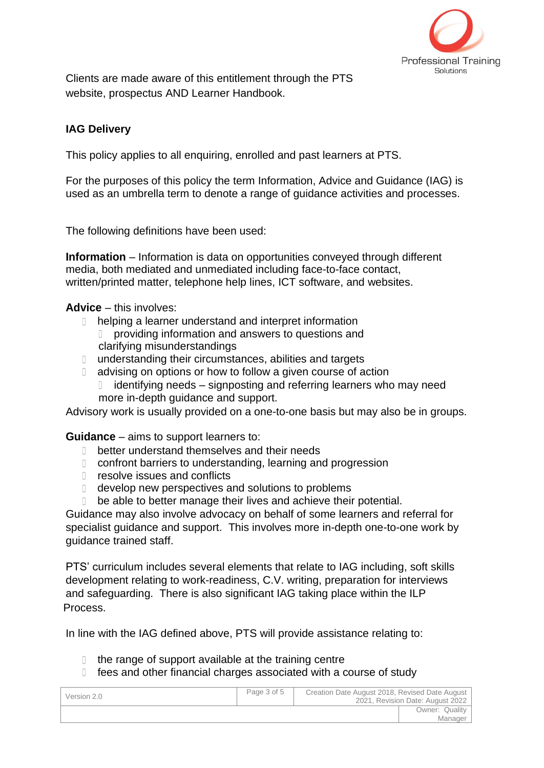Clients are made aware of this entitlement through the PTS website, prospectus AND Learner Handbook.

**IAG Delivery**

This policy applies to all enquiring, enrolled and past learners at PTS.

For the purposes of this policy the term Information, Advice and Guidance (IAG) is used as an umbrella term to denote a range of guidance activities and processes.

The following definitions have been used:

**Information** – Information is data on opportunities conveyed through different media, both mediated and unmediated including face-to-face contact, written/printed matter, telephone help lines, ICT software, and websites.

**Advice** – this involves:

- helping a learner understand and interpret information
- providing information and answers to questions and clarifying misunderstandings
- understanding their circumstances, abilities and targets
- advising on options or how to follow a given course of action
- identifying needs – signposting and referring learners who may need more in-depth guidance and support.

Advisory work is usually provided on a one-to-one basis but may also be in groups.

**Guidance** – aims to support learners to:

- better understand themselves and their needs
- confront barriers to understanding, learning and progression
- resolve issues and conflicts
- develop new perspectives and solutions to problems
- be able to better manage their lives and achieve their potential.

Guidance may also involve advocacy on behalf of some learners and referral for specialist guidance and support. This involves more in-depth one-to-one work by guidance trained staff.

PTS' curriculum includes several elements that relate to IAG including, soft skills development relating to work-readiness, C.V. writing, preparation for interviews and safeguarding. There is also significant IAG taking place within the ILP Process.

In line with the IAG defined above, PTS will provide assistance relating to:

- the range of support available at the training centre
- fees and other financial charges associated with a course of study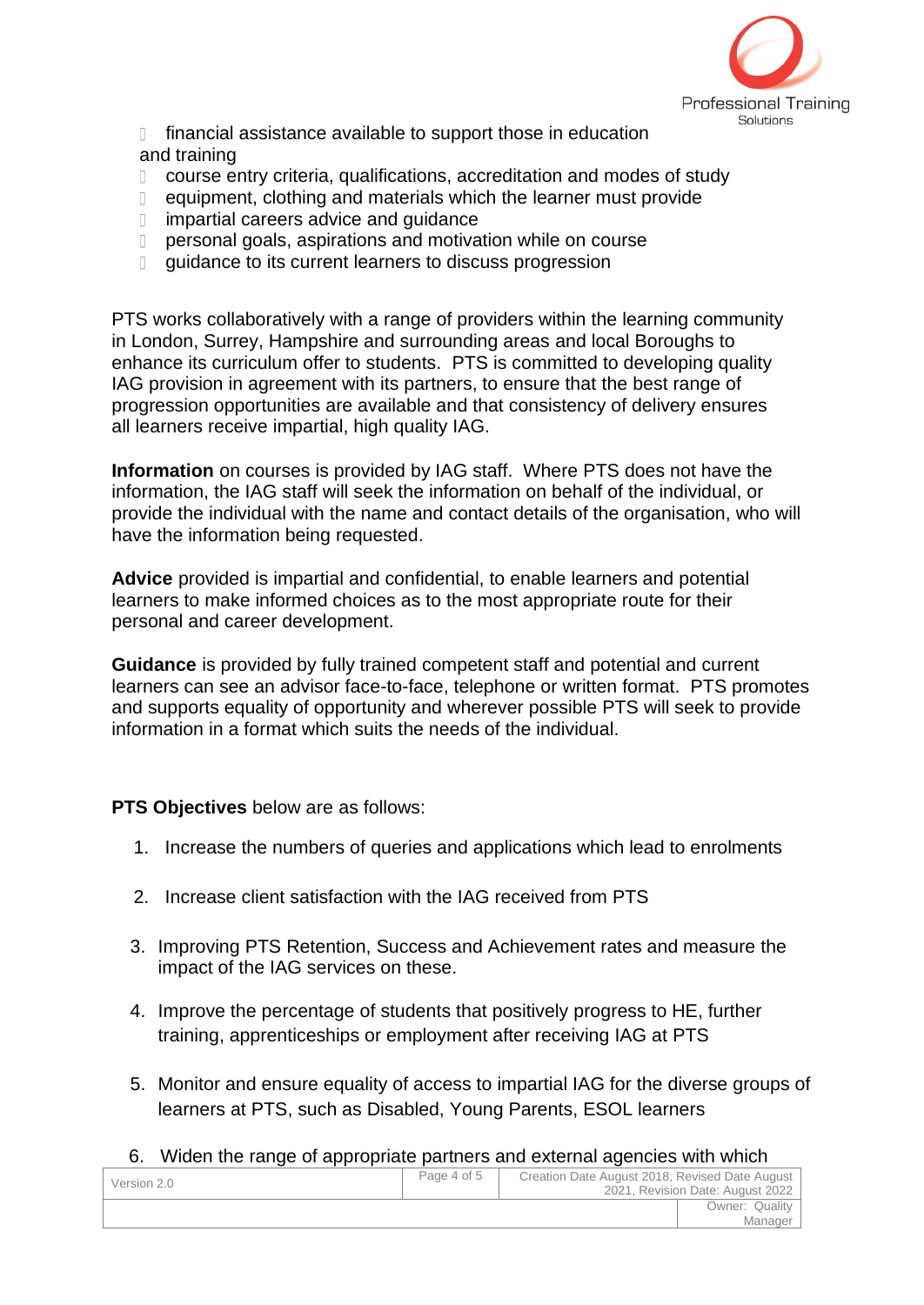- financial assistance available to support those in education and training
- course entry criteria, qualifications, accreditation and modes of study
- equipment, clothing and materials which the learner must provide
- impartial careers advice and guidance
- personal goals, aspirations and motivation while on course
- guidance to its current learners to discuss progression

PTS works collaboratively with a range of providers within the learning community in London, Surrey, Hampshire and surrounding areas and local Boroughs to enhance its curriculum offer to students. PTS is committed to developing quality IAG provision in agreement with its partners, to ensure that the best range of progression opportunities are available and that consistency of delivery ensures all learners receive impartial, high quality IAG.

**Information** on courses is provided by IAG staff. Where PTS does not have the information, the IAG staff will seek the information on behalf of the individual, or provide the individual with the name and contact details of the organisation, who will have the information being requested.

**Advice** provided is impartial and confidential, to enable learners and potential learners to make informed choices as to the most appropriate route for their personal and career development.

**Guidance** is provided by fully trained competent staff and potential and current learners can see an advisor face-to-face, telephone or written format. PTS promotes and supports equality of opportunity and wherever possible PTS will seek to provide information in a format which suits the needs of the individual.

**PTS Objectives** below are as follows:

1. Increase the numbers of queries and applications which lead to enrolments
2. Increase client satisfaction with the IAG received from PTS
3. Improving PTS Retention, Success and Achievement rates and measure the impact of the IAG services on these.
4. Improve the percentage of students that positively progress to HE, further training, apprenticeships or employment after receiving IAG at PTS
5. Monitor and ensure equality of access to impartial IAG for the diverse groups of learners at PTS, such as Disabled, Young Parents, ESOL learners
6. Widen the range of appropriate partners and external agencies with which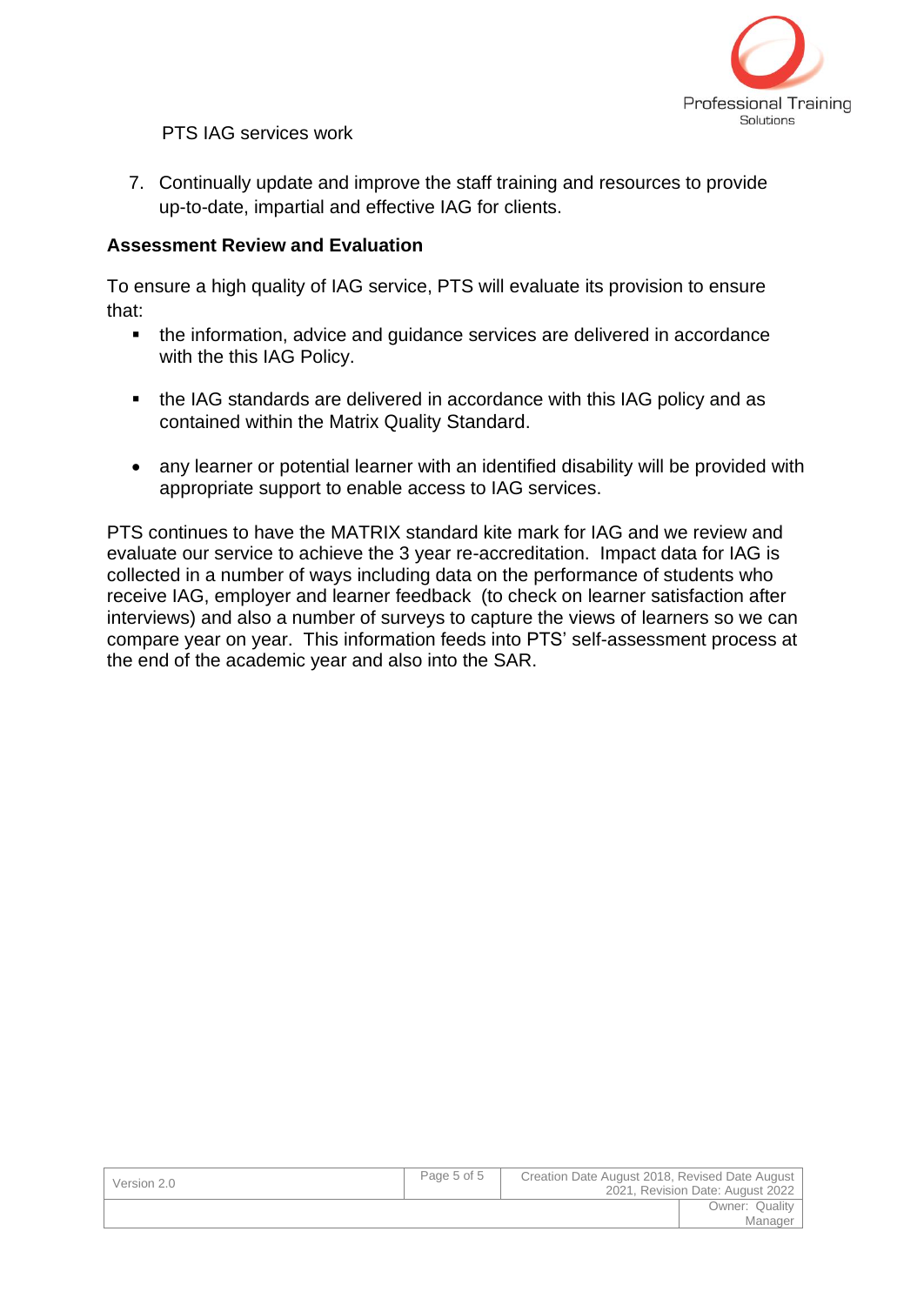PTS IAG services work

7. Continually update and improve the staff training and resources to provide up-to-date, impartial and effective IAG for clients.

**Assessment Review and Evaluation**

To ensure a high quality of IAG service, PTS will evaluate its provision to ensure that:

- the information, advice and guidance services are delivered in accordance with the this IAG Policy.
- the IAG standards are delivered in accordance with this IAG policy and as contained within the Matrix Quality Standard.
- any learner or potential learner with an identified disability will be provided with appropriate support to enable access to IAG services.

PTS continues to have the MATRIX standard kite mark for IAG and we review and evaluate our service to achieve the 3 year re-accreditation. Impact data for IAG is collected in a number of ways including data on the performance of students who receive IAG, employer and learner feedback (to check on learner satisfaction after interviews) and also a number of surveys to capture the views of learners so we can compare year on year. This information feeds into PTS' self-assessment process at the end of the academic year and also into the SAR.